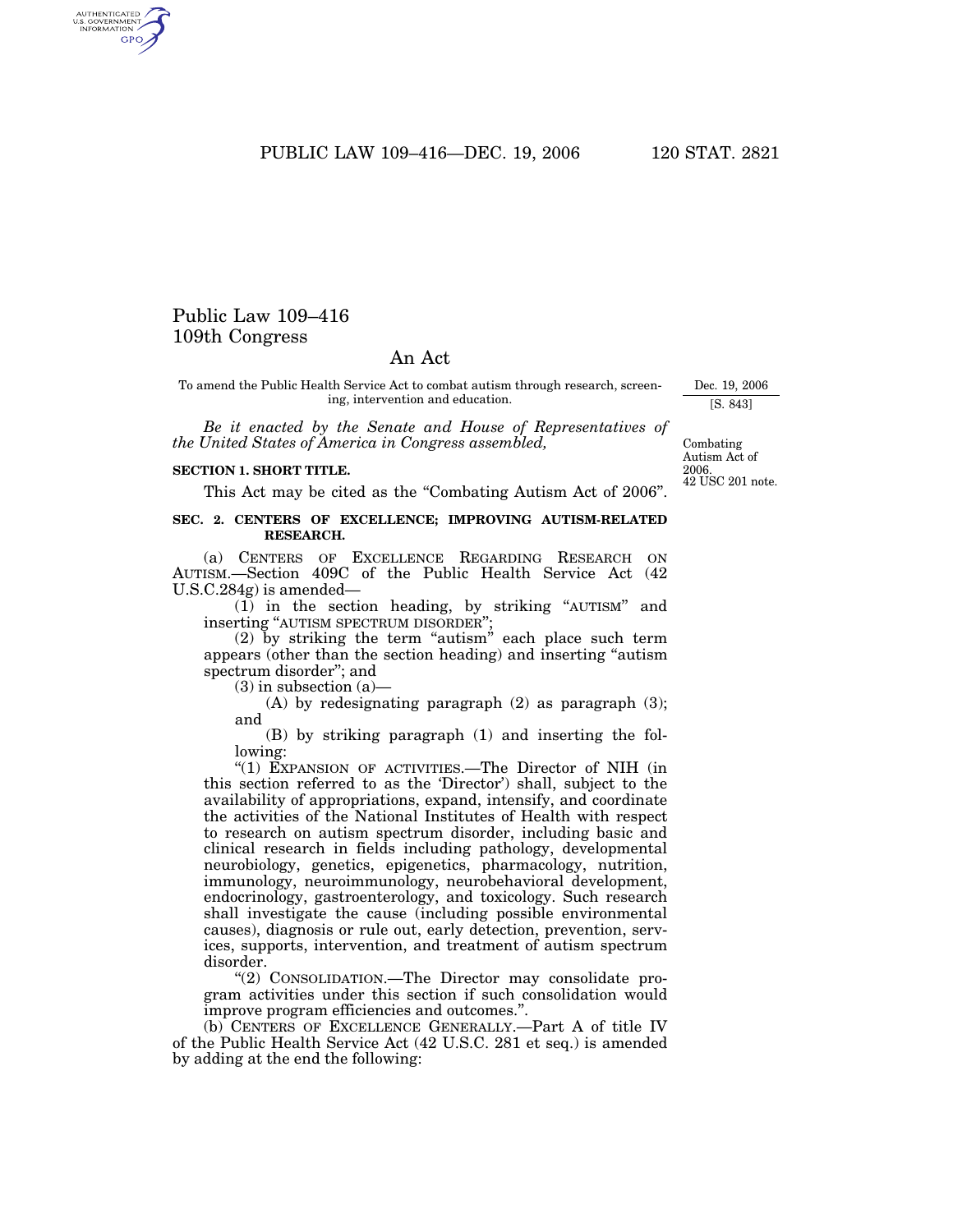# Public Law 109–416
# 109th Congress

## An Act

To amend the Public Health Service Act to combat autism through research, screening, intervention and education.

Dec. 19, 2006

[S. 843]

*Be it enacted by the Senate and House of Representatives of the United States of America in Congress assembled,*

Combating Autism Act of 2006.
42 USC 201 note.

**SECTION 1. SHORT TITLE.**

This Act may be cited as the "Combating Autism Act of 2006".

**SEC. 2. CENTERS OF EXCELLENCE; IMPROVING AUTISM-RELATED RESEARCH.**

(a) CENTERS OF EXCELLENCE REGARDING RESEARCH ON AUTISM.—Section 409C of the Public Health Service Act (42 U.S.C.284g) is amended—

(1) in the section heading, by striking "AUTISM" and inserting "AUTISM SPECTRUM DISORDER";

(2) by striking the term "autism" each place such term appears (other than the section heading) and inserting "autism spectrum disorder"; and

(3) in subsection (a)—

(A) by redesignating paragraph (2) as paragraph (3); and

(B) by striking paragraph (1) and inserting the following:

"(1) EXPANSION OF ACTIVITIES.—The Director of NIH (in this section referred to as the 'Director') shall, subject to the availability of appropriations, expand, intensify, and coordinate the activities of the National Institutes of Health with respect to research on autism spectrum disorder, including basic and clinical research in fields including pathology, developmental neurobiology, genetics, epigenetics, pharmacology, nutrition, immunology, neuroimmunology, neurobehavioral development, endocrinology, gastroenterology, and toxicology. Such research shall investigate the cause (including possible environmental causes), diagnosis or rule out, early detection, prevention, services, supports, intervention, and treatment of autism spectrum disorder.

"(2) CONSOLIDATION.—The Director may consolidate program activities under this section if such consolidation would improve program efficiencies and outcomes.".

(b) CENTERS OF EXCELLENCE GENERALLY.—Part A of title IV of the Public Health Service Act (42 U.S.C. 281 et seq.) is amended by adding at the end the following: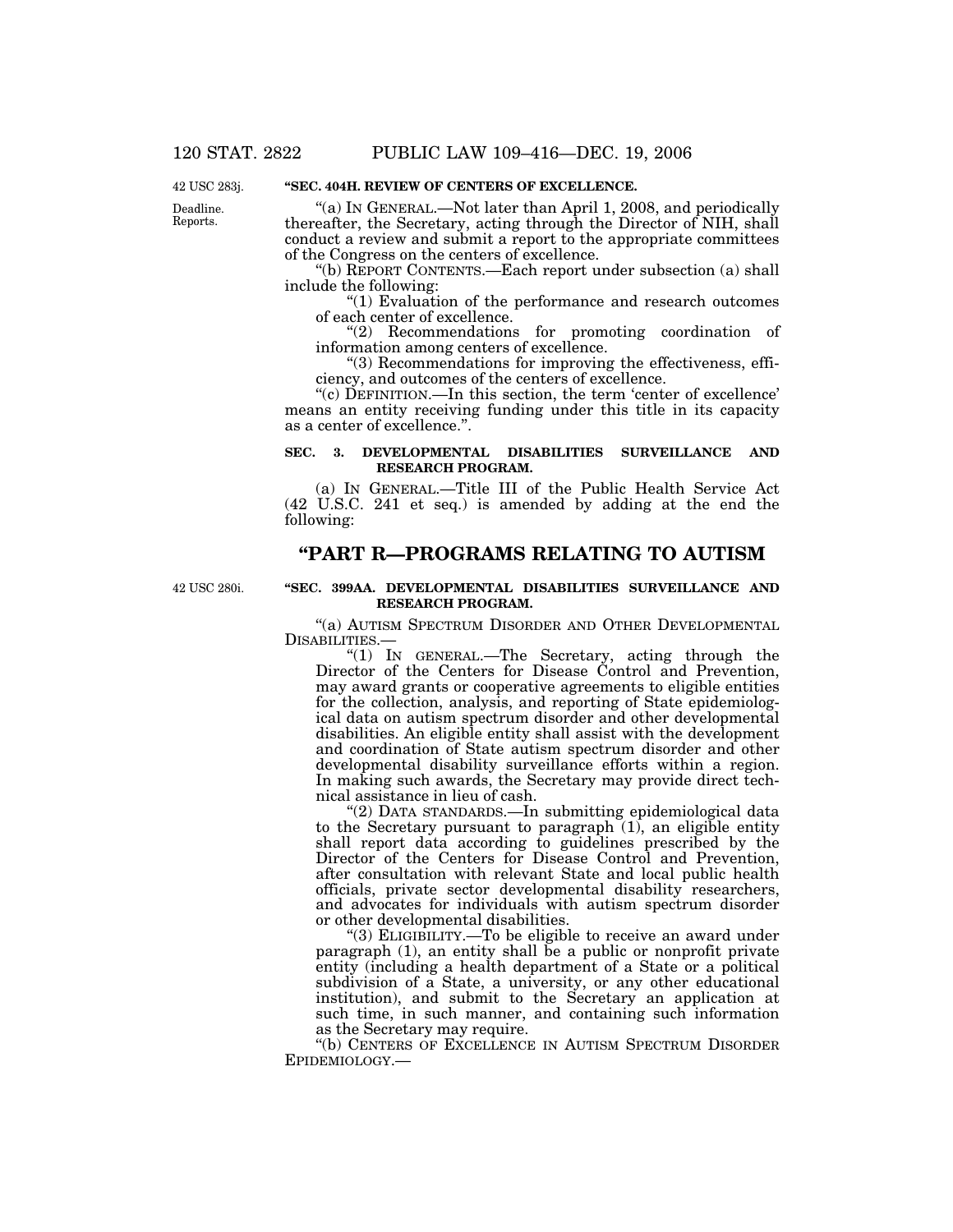42 USC 283j.

**"SEC. 404H. REVIEW OF CENTERS OF EXCELLENCE.**

Deadline. Reports.

"(a) IN GENERAL.—Not later than April 1, 2008, and periodically thereafter, the Secretary, acting through the Director of NIH, shall conduct a review and submit a report to the appropriate committees of the Congress on the centers of excellence.

"(b) REPORT CONTENTS.—Each report under subsection (a) shall include the following:

"(1) Evaluation of the performance and research outcomes of each center of excellence.

"(2) Recommendations for promoting coordination of information among centers of excellence.

"(3) Recommendations for improving the effectiveness, efficiency, and outcomes of the centers of excellence.

"(c) DEFINITION.—In this section, the term 'center of excellence' means an entity receiving funding under this title in its capacity as a center of excellence.".

**SEC. 3. DEVELOPMENTAL DISABILITIES SURVEILLANCE AND RESEARCH PROGRAM.**

(a) IN GENERAL.—Title III of the Public Health Service Act (42 U.S.C. 241 et seq.) is amended by adding at the end the following:

## "PART R—PROGRAMS RELATING TO AUTISM

42 USC 280i.

**"SEC. 399AA. DEVELOPMENTAL DISABILITIES SURVEILLANCE AND RESEARCH PROGRAM.**

"(a) AUTISM SPECTRUM DISORDER AND OTHER DEVELOPMENTAL DISABILITIES.—

"(1) IN GENERAL.—The Secretary, acting through the Director of the Centers for Disease Control and Prevention, may award grants or cooperative agreements to eligible entities for the collection, analysis, and reporting of State epidemiological data on autism spectrum disorder and other developmental disabilities. An eligible entity shall assist with the development and coordination of State autism spectrum disorder and other developmental disability surveillance efforts within a region. In making such awards, the Secretary may provide direct technical assistance in lieu of cash.

"(2) DATA STANDARDS.—In submitting epidemiological data to the Secretary pursuant to paragraph (1), an eligible entity shall report data according to guidelines prescribed by the Director of the Centers for Disease Control and Prevention, after consultation with relevant State and local public health officials, private sector developmental disability researchers, and advocates for individuals with autism spectrum disorder or other developmental disabilities.

"(3) ELIGIBILITY.—To be eligible to receive an award under paragraph (1), an entity shall be a public or nonprofit private entity (including a health department of a State or a political subdivision of a State, a university, or any other educational institution), and submit to the Secretary an application at such time, in such manner, and containing such information as the Secretary may require.

"(b) CENTERS OF EXCELLENCE IN AUTISM SPECTRUM DISORDER EPIDEMIOLOGY.—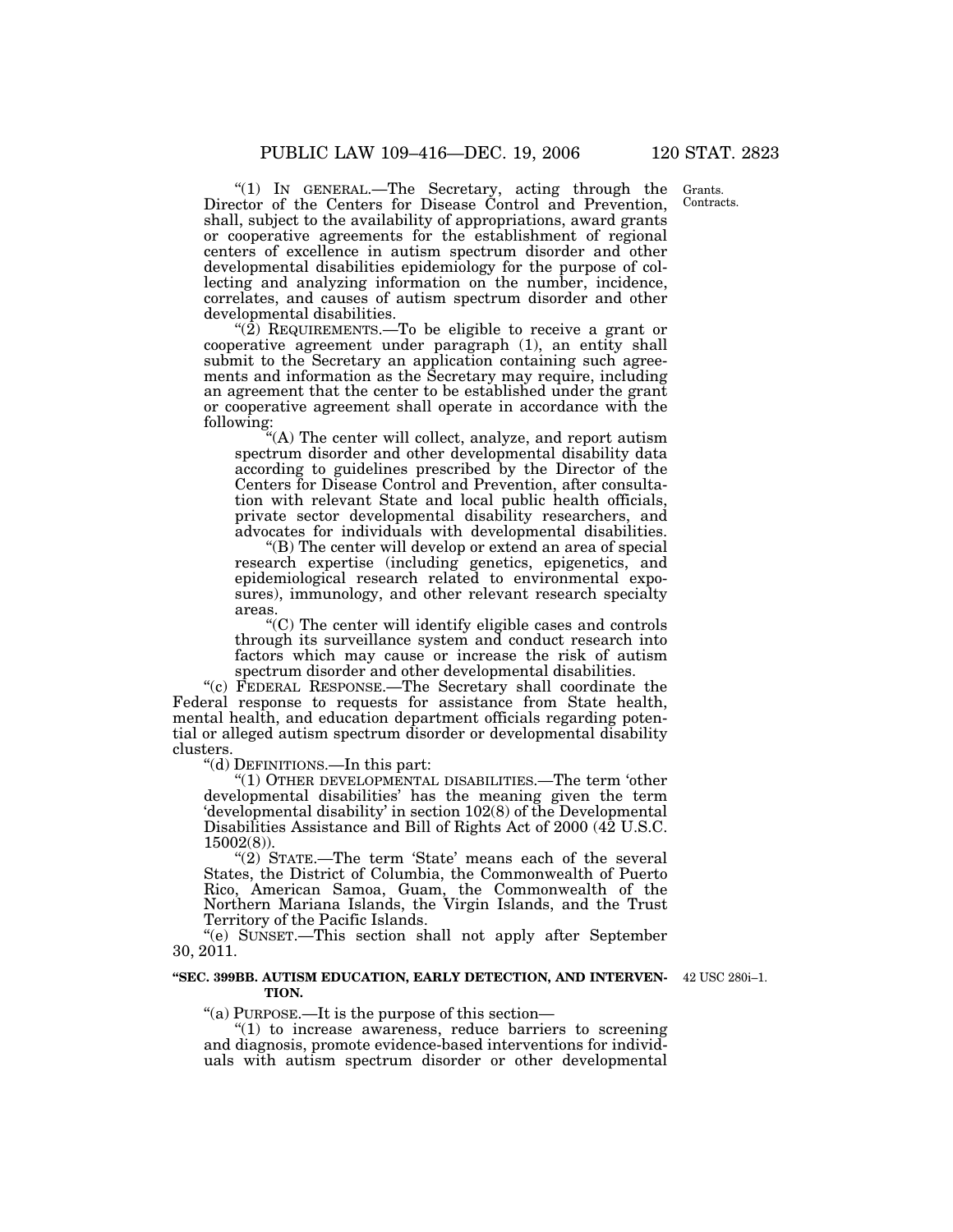"(1) IN GENERAL.—The Secretary, acting through the Director of the Centers for Disease Control and Prevention, shall, subject to the availability of appropriations, award grants or cooperative agreements for the establishment of regional centers of excellence in autism spectrum disorder and other developmental disabilities epidemiology for the purpose of collecting and analyzing information on the number, incidence, correlates, and causes of autism spectrum disorder and other developmental disabilities.

Grants. Contracts.

"(2) REQUIREMENTS.—To be eligible to receive a grant or cooperative agreement under paragraph (1), an entity shall submit to the Secretary an application containing such agreements and information as the Secretary may require, including an agreement that the center to be established under the grant or cooperative agreement shall operate in accordance with the following:

"(A) The center will collect, analyze, and report autism spectrum disorder and other developmental disability data according to guidelines prescribed by the Director of the Centers for Disease Control and Prevention, after consultation with relevant State and local public health officials, private sector developmental disability researchers, and advocates for individuals with developmental disabilities.

"(B) The center will develop or extend an area of special research expertise (including genetics, epigenetics, and epidemiological research related to environmental exposures), immunology, and other relevant research specialty areas.

"(C) The center will identify eligible cases and controls through its surveillance system and conduct research into factors which may cause or increase the risk of autism spectrum disorder and other developmental disabilities.

"(c) FEDERAL RESPONSE.—The Secretary shall coordinate the Federal response to requests for assistance from State health, mental health, and education department officials regarding potential or alleged autism spectrum disorder or developmental disability clusters.

"(d) DEFINITIONS.—In this part:

"(1) OTHER DEVELOPMENTAL DISABILITIES.—The term 'other developmental disabilities' has the meaning given the term 'developmental disability' in section 102(8) of the Developmental Disabilities Assistance and Bill of Rights Act of 2000 (42 U.S.C. 15002(8)).

"(2) STATE.—The term 'State' means each of the several States, the District of Columbia, the Commonwealth of Puerto Rico, American Samoa, Guam, the Commonwealth of the Northern Mariana Islands, the Virgin Islands, and the Trust Territory of the Pacific Islands.

"(e) SUNSET.—This section shall not apply after September 30, 2011.

**"SEC. 399BB. AUTISM EDUCATION, EARLY DETECTION, AND INTERVENTION.**

42 USC 280i–1.

"(a) PURPOSE.—It is the purpose of this section—

"(1) to increase awareness, reduce barriers to screening and diagnosis, promote evidence-based interventions for individuals with autism spectrum disorder or other developmental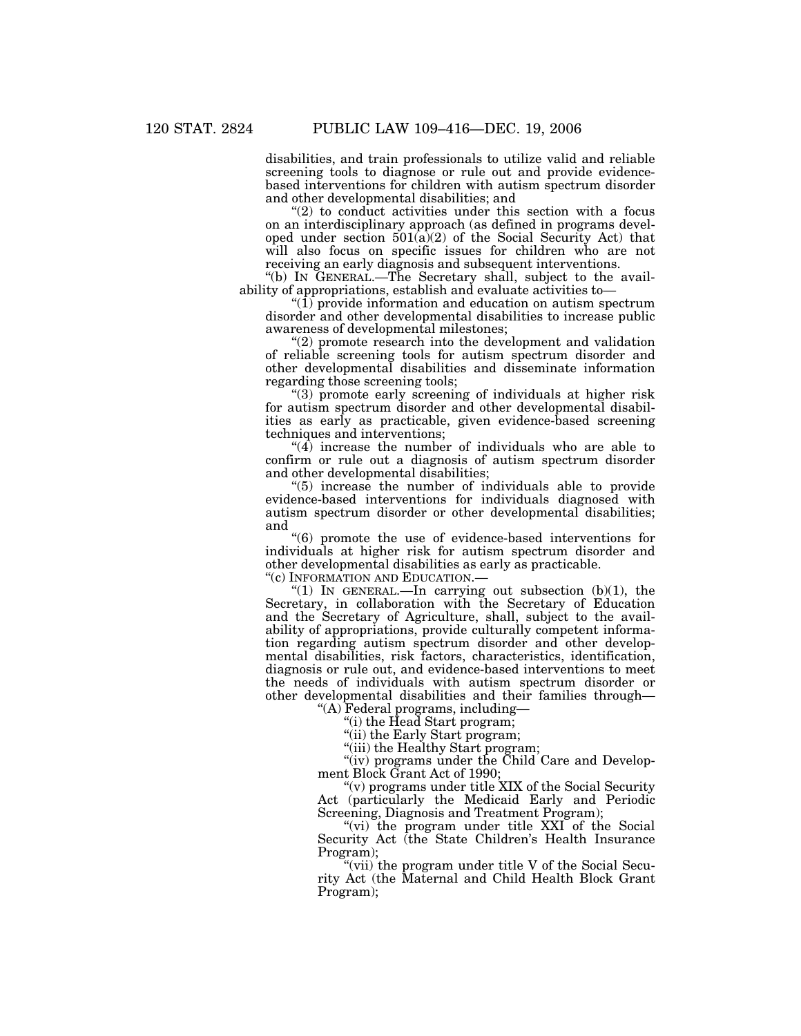disabilities, and train professionals to utilize valid and reliable screening tools to diagnose or rule out and provide evidence-based interventions for children with autism spectrum disorder and other developmental disabilities; and

"(2) to conduct activities under this section with a focus on an interdisciplinary approach (as defined in programs developed under section 501(a)(2) of the Social Security Act) that will also focus on specific issues for children who are not receiving an early diagnosis and subsequent interventions.

"(b) IN GENERAL.—The Secretary shall, subject to the availability of appropriations, establish and evaluate activities to—

"(1) provide information and education on autism spectrum disorder and other developmental disabilities to increase public awareness of developmental milestones;

"(2) promote research into the development and validation of reliable screening tools for autism spectrum disorder and other developmental disabilities and disseminate information regarding those screening tools;

"(3) promote early screening of individuals at higher risk for autism spectrum disorder and other developmental disabilities as early as practicable, given evidence-based screening techniques and interventions;

"(4) increase the number of individuals who are able to confirm or rule out a diagnosis of autism spectrum disorder and other developmental disabilities;

"(5) increase the number of individuals able to provide evidence-based interventions for individuals diagnosed with autism spectrum disorder or other developmental disabilities; and

"(6) promote the use of evidence-based interventions for individuals at higher risk for autism spectrum disorder and other developmental disabilities as early as practicable.

"(c) INFORMATION AND EDUCATION.—

"(1) IN GENERAL.—In carrying out subsection (b)(1), the Secretary, in collaboration with the Secretary of Education and the Secretary of Agriculture, shall, subject to the availability of appropriations, provide culturally competent information regarding autism spectrum disorder and other developmental disabilities, risk factors, characteristics, identification, diagnosis or rule out, and evidence-based interventions to meet the needs of individuals with autism spectrum disorder or other developmental disabilities and their families through—

"(A) Federal programs, including—

"(i) the Head Start program;

"(ii) the Early Start program;

"(iii) the Healthy Start program;

"(iv) programs under the Child Care and Development Block Grant Act of 1990;

"(v) programs under title XIX of the Social Security Act (particularly the Medicaid Early and Periodic Screening, Diagnosis and Treatment Program);

"(vi) the program under title XXI of the Social Security Act (the State Children's Health Insurance Program);

"(vii) the program under title V of the Social Security Act (the Maternal and Child Health Block Grant Program);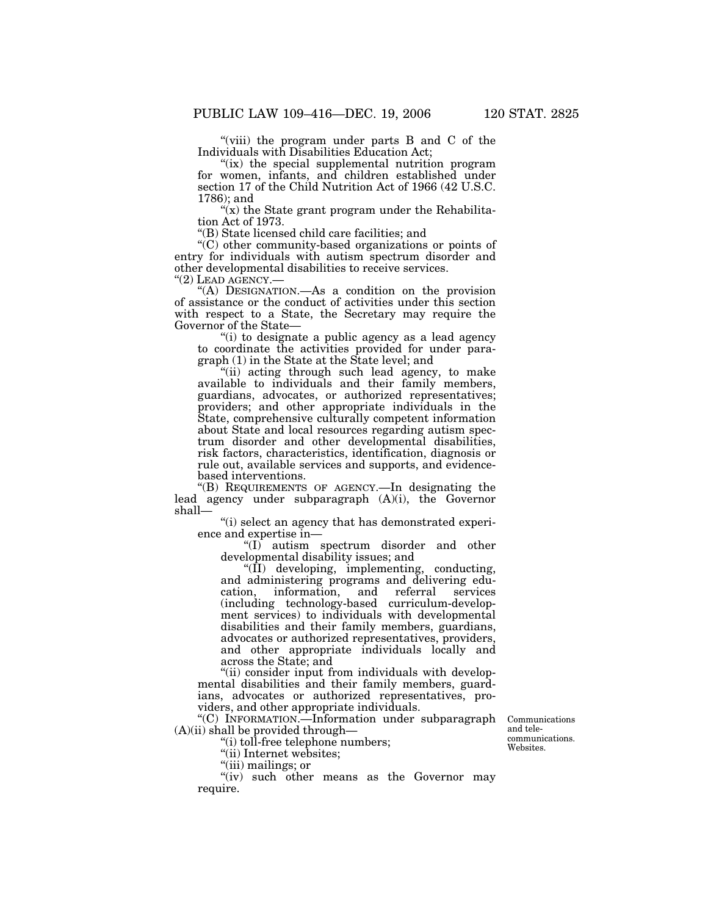"(viii) the program under parts B and C of the Individuals with Disabilities Education Act;

"(ix) the special supplemental nutrition program for women, infants, and children established under section 17 of the Child Nutrition Act of 1966 (42 U.S.C. 1786); and

"(x) the State grant program under the Rehabilitation Act of 1973.

"(B) State licensed child care facilities; and

"(C) other community-based organizations or points of entry for individuals with autism spectrum disorder and other developmental disabilities to receive services.

"(2) LEAD AGENCY.—

"(A) DESIGNATION.—As a condition on the provision of assistance or the conduct of activities under this section with respect to a State, the Secretary may require the Governor of the State—

"(i) to designate a public agency as a lead agency to coordinate the activities provided for under paragraph (1) in the State at the State level; and

"(ii) acting through such lead agency, to make available to individuals and their family members, guardians, advocates, or authorized representatives; providers; and other appropriate individuals in the State, comprehensive culturally competent information about State and local resources regarding autism spectrum disorder and other developmental disabilities, risk factors, characteristics, identification, diagnosis or rule out, available services and supports, and evidence-based interventions.

"(B) REQUIREMENTS OF AGENCY.—In designating the lead agency under subparagraph (A)(i), the Governor shall—

"(i) select an agency that has demonstrated experience and expertise in—

"(I) autism spectrum disorder and other developmental disability issues; and

"(II) developing, implementing, conducting, and administering programs and delivering education, information, and referral services (including technology-based curriculum-development services) to individuals with developmental disabilities and their family members, guardians, advocates or authorized representatives, providers, and other appropriate individuals locally and across the State; and

"(ii) consider input from individuals with developmental disabilities and their family members, guardians, advocates or authorized representatives, providers, and other appropriate individuals.

Communications and telecommunications. Websites.

"(C) INFORMATION.—Information under subparagraph (A)(ii) shall be provided through—

"(i) toll-free telephone numbers;

"(ii) Internet websites;

"(iii) mailings; or

"(iv) such other means as the Governor may require.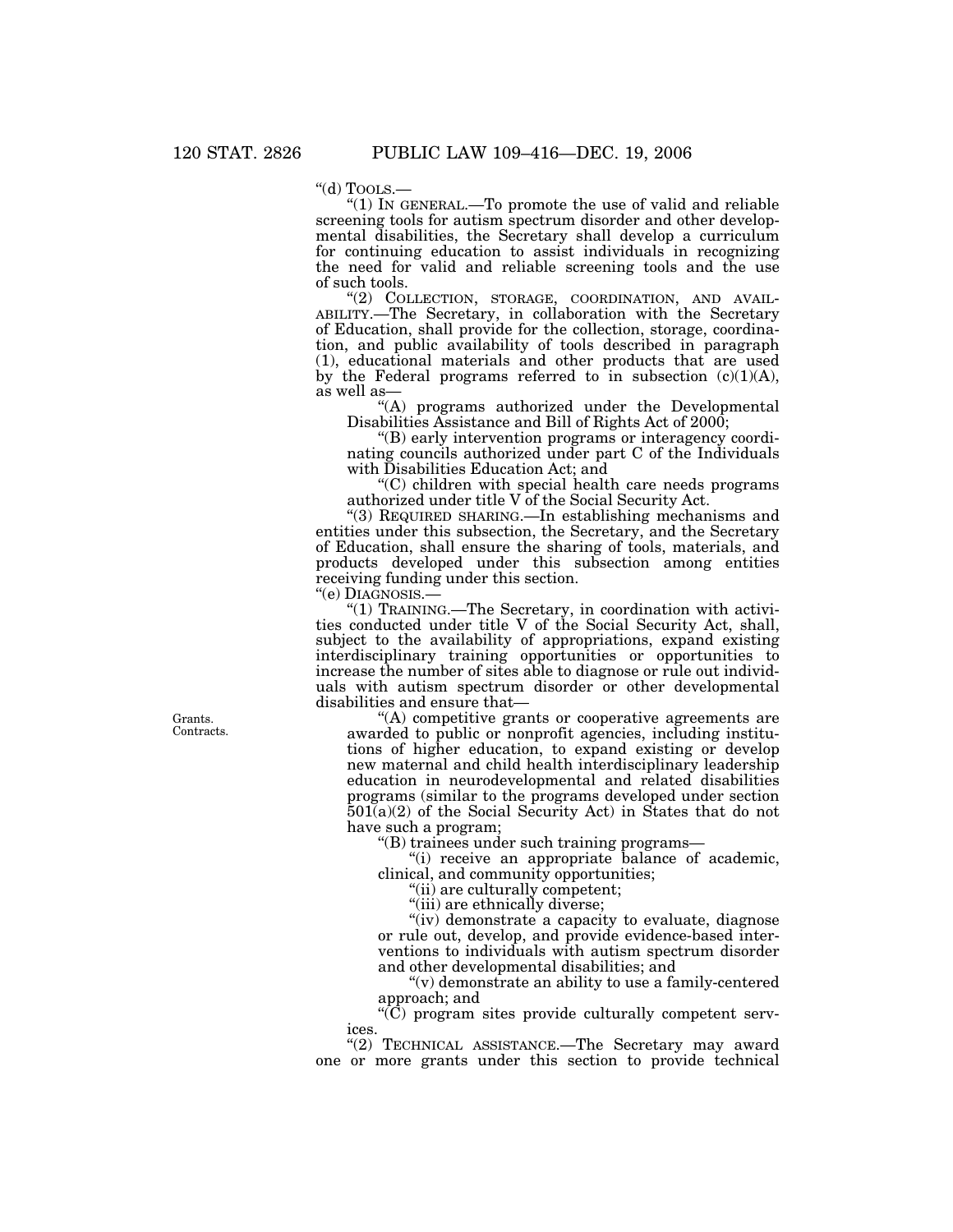"(d) TOOLS.—

"(1) IN GENERAL.—To promote the use of valid and reliable screening tools for autism spectrum disorder and other developmental disabilities, the Secretary shall develop a curriculum for continuing education to assist individuals in recognizing the need for valid and reliable screening tools and the use of such tools.

"(2) COLLECTION, STORAGE, COORDINATION, AND AVAILABILITY.—The Secretary, in collaboration with the Secretary of Education, shall provide for the collection, storage, coordination, and public availability of tools described in paragraph (1), educational materials and other products that are used by the Federal programs referred to in subsection (c)(1)(A), as well as—

"(A) programs authorized under the Developmental Disabilities Assistance and Bill of Rights Act of 2000;

"(B) early intervention programs or interagency coordinating councils authorized under part C of the Individuals with Disabilities Education Act; and

"(C) children with special health care needs programs authorized under title V of the Social Security Act.

"(3) REQUIRED SHARING.—In establishing mechanisms and entities under this subsection, the Secretary, and the Secretary of Education, shall ensure the sharing of tools, materials, and products developed under this subsection among entities receiving funding under this section.

"(e) DIAGNOSIS.—

"(1) TRAINING.—The Secretary, in coordination with activities conducted under title V of the Social Security Act, shall, subject to the availability of appropriations, expand existing interdisciplinary training opportunities or opportunities to increase the number of sites able to diagnose or rule out individuals with autism spectrum disorder or other developmental disabilities and ensure that—

Grants.
Contracts.

"(A) competitive grants or cooperative agreements are awarded to public or nonprofit agencies, including institutions of higher education, to expand existing or develop new maternal and child health interdisciplinary leadership education in neurodevelopmental and related disabilities programs (similar to the programs developed under section 501(a)(2) of the Social Security Act) in States that do not have such a program;

"(B) trainees under such training programs—

"(i) receive an appropriate balance of academic, clinical, and community opportunities;

"(ii) are culturally competent;

"(iii) are ethnically diverse;

"(iv) demonstrate a capacity to evaluate, diagnose or rule out, develop, and provide evidence-based interventions to individuals with autism spectrum disorder and other developmental disabilities; and

"(v) demonstrate an ability to use a family-centered approach; and

"(C) program sites provide culturally competent services.

"(2) TECHNICAL ASSISTANCE.—The Secretary may award one or more grants under this section to provide technical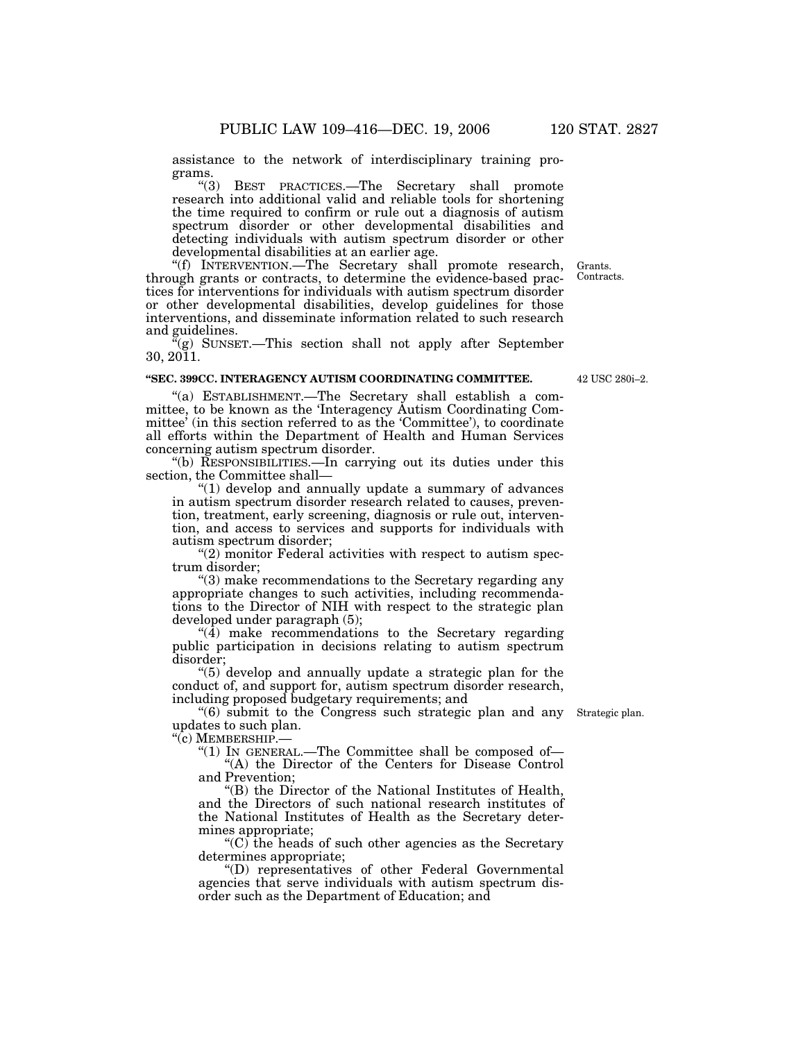assistance to the network of interdisciplinary training programs.

"(3) BEST PRACTICES.—The Secretary shall promote research into additional valid and reliable tools for shortening the time required to confirm or rule out a diagnosis of autism spectrum disorder or other developmental disabilities and detecting individuals with autism spectrum disorder or other developmental disabilities at an earlier age.

"(f) INTERVENTION.—The Secretary shall promote research, through grants or contracts, to determine the evidence-based practices for interventions for individuals with autism spectrum disorder or other developmental disabilities, develop guidelines for those interventions, and disseminate information related to such research and guidelines.

Grants.
Contracts.

"(g) SUNSET.—This section shall not apply after September 30, 2011.

**"SEC. 399CC. INTERAGENCY AUTISM COORDINATING COMMITTEE.**

42 USC 280i–2.

"(a) ESTABLISHMENT.—The Secretary shall establish a committee, to be known as the 'Interagency Autism Coordinating Committee' (in this section referred to as the 'Committee'), to coordinate all efforts within the Department of Health and Human Services concerning autism spectrum disorder.

"(b) RESPONSIBILITIES.—In carrying out its duties under this section, the Committee shall—

"(1) develop and annually update a summary of advances in autism spectrum disorder research related to causes, prevention, treatment, early screening, diagnosis or rule out, intervention, and access to services and supports for individuals with autism spectrum disorder;

"(2) monitor Federal activities with respect to autism spectrum disorder;

"(3) make recommendations to the Secretary regarding any appropriate changes to such activities, including recommendations to the Director of NIH with respect to the strategic plan developed under paragraph (5);

"(4) make recommendations to the Secretary regarding public participation in decisions relating to autism spectrum disorder;

"(5) develop and annually update a strategic plan for the conduct of, and support for, autism spectrum disorder research, including proposed budgetary requirements; and

"(6) submit to the Congress such strategic plan and any updates to such plan.

Strategic plan.

"(c) MEMBERSHIP.—

"(1) IN GENERAL.—The Committee shall be composed of—

"(A) the Director of the Centers for Disease Control and Prevention;

"(B) the Director of the National Institutes of Health, and the Directors of such national research institutes of the National Institutes of Health as the Secretary determines appropriate;

"(C) the heads of such other agencies as the Secretary determines appropriate;

"(D) representatives of other Federal Governmental agencies that serve individuals with autism spectrum disorder such as the Department of Education; and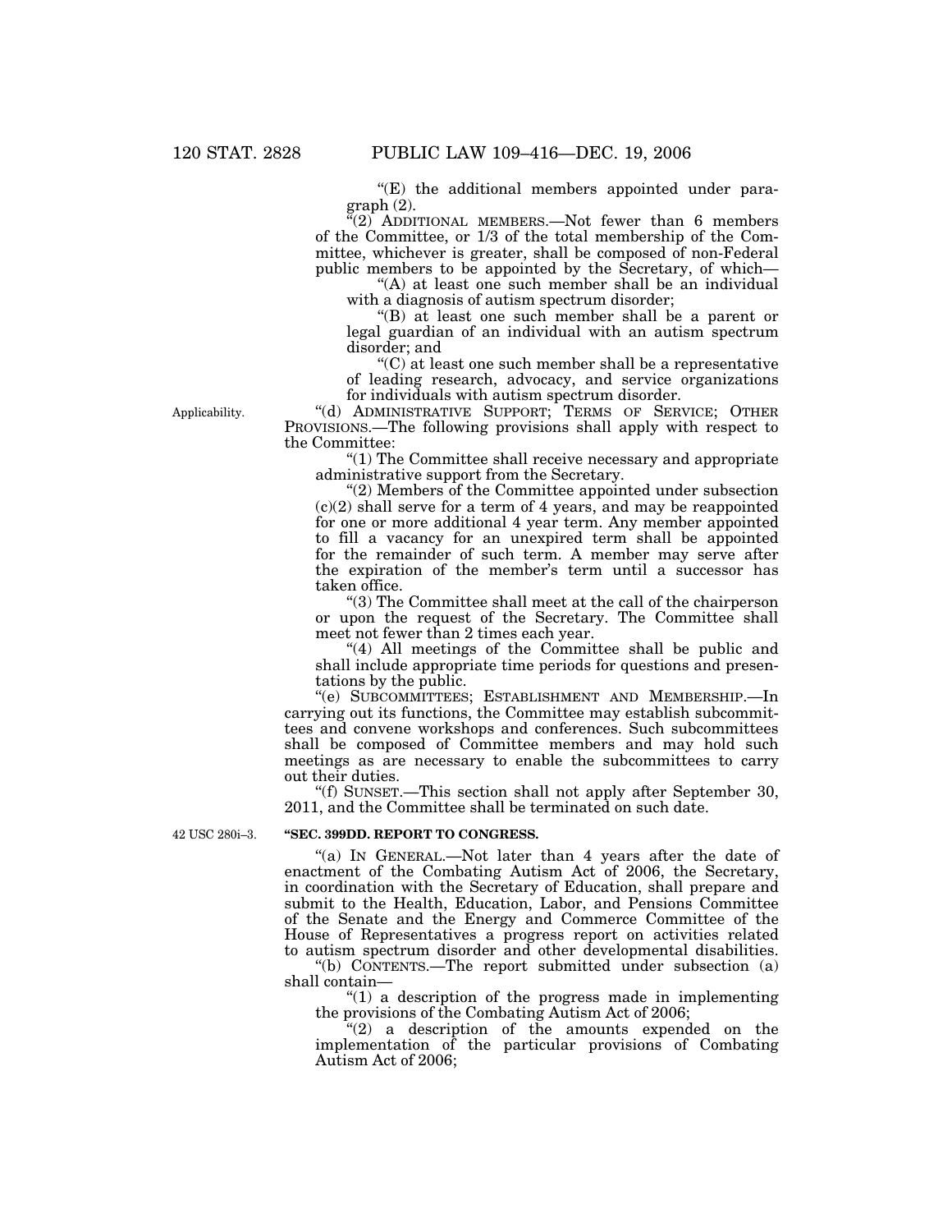"(E) the additional members appointed under paragraph (2).

"(2) ADDITIONAL MEMBERS.—Not fewer than 6 members of the Committee, or 1/3 of the total membership of the Committee, whichever is greater, shall be composed of non-Federal public members to be appointed by the Secretary, of which—

"(A) at least one such member shall be an individual with a diagnosis of autism spectrum disorder;

"(B) at least one such member shall be a parent or legal guardian of an individual with an autism spectrum disorder; and

"(C) at least one such member shall be a representative of leading research, advocacy, and service organizations for individuals with autism spectrum disorder.

Applicability.

"(d) ADMINISTRATIVE SUPPORT; TERMS OF SERVICE; OTHER PROVISIONS.—The following provisions shall apply with respect to the Committee:

"(1) The Committee shall receive necessary and appropriate administrative support from the Secretary.

"(2) Members of the Committee appointed under subsection (c)(2) shall serve for a term of 4 years, and may be reappointed for one or more additional 4 year term. Any member appointed to fill a vacancy for an unexpired term shall be appointed for the remainder of such term. A member may serve after the expiration of the member's term until a successor has taken office.

"(3) The Committee shall meet at the call of the chairperson or upon the request of the Secretary. The Committee shall meet not fewer than 2 times each year.

"(4) All meetings of the Committee shall be public and shall include appropriate time periods for questions and presentations by the public.

"(e) SUBCOMMITTEES; ESTABLISHMENT AND MEMBERSHIP.—In carrying out its functions, the Committee may establish subcommittees and convene workshops and conferences. Such subcommittees shall be composed of Committee members and may hold such meetings as are necessary to enable the subcommittees to carry out their duties.

"(f) SUNSET.—This section shall not apply after September 30, 2011, and the Committee shall be terminated on such date.

42 USC 280i–3.

**"SEC. 399DD. REPORT TO CONGRESS.**

"(a) IN GENERAL.—Not later than 4 years after the date of enactment of the Combating Autism Act of 2006, the Secretary, in coordination with the Secretary of Education, shall prepare and submit to the Health, Education, Labor, and Pensions Committee of the Senate and the Energy and Commerce Committee of the House of Representatives a progress report on activities related to autism spectrum disorder and other developmental disabilities.

"(b) CONTENTS.—The report submitted under subsection (a) shall contain—

"(1) a description of the progress made in implementing the provisions of the Combating Autism Act of 2006;

"(2) a description of the amounts expended on the implementation of the particular provisions of Combating Autism Act of 2006;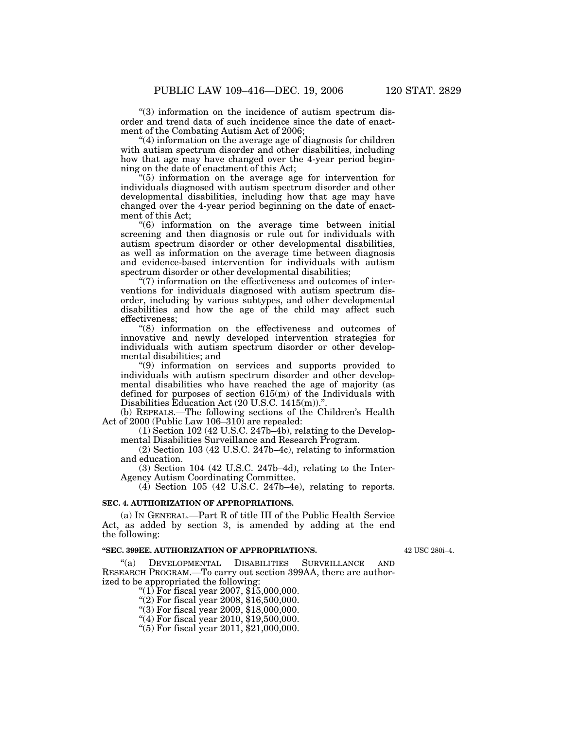"(3) information on the incidence of autism spectrum disorder and trend data of such incidence since the date of enactment of the Combating Autism Act of 2006;

"(4) information on the average age of diagnosis for children with autism spectrum disorder and other disabilities, including how that age may have changed over the 4-year period beginning on the date of enactment of this Act;

"(5) information on the average age for intervention for individuals diagnosed with autism spectrum disorder and other developmental disabilities, including how that age may have changed over the 4-year period beginning on the date of enactment of this Act;

"(6) information on the average time between initial screening and then diagnosis or rule out for individuals with autism spectrum disorder or other developmental disabilities, as well as information on the average time between diagnosis and evidence-based intervention for individuals with autism spectrum disorder or other developmental disabilities;

"(7) information on the effectiveness and outcomes of interventions for individuals diagnosed with autism spectrum disorder, including by various subtypes, and other developmental disabilities and how the age of the child may affect such effectiveness;

"(8) information on the effectiveness and outcomes of innovative and newly developed intervention strategies for individuals with autism spectrum disorder or other developmental disabilities; and

"(9) information on services and supports provided to individuals with autism spectrum disorder and other developmental disabilities who have reached the age of majority (as defined for purposes of section 615(m) of the Individuals with Disabilities Education Act (20 U.S.C. 1415(m)).".

(b) REPEALS.—The following sections of the Children's Health Act of 2000 (Public Law 106–310) are repealed:

(1) Section 102 (42 U.S.C. 247b–4b), relating to the Developmental Disabilities Surveillance and Research Program.

(2) Section 103 (42 U.S.C. 247b–4c), relating to information and education.

(3) Section 104 (42 U.S.C. 247b–4d), relating to the Inter-Agency Autism Coordinating Committee.

(4) Section 105 (42 U.S.C. 247b–4e), relating to reports.

**SEC. 4. AUTHORIZATION OF APPROPRIATIONS.**

(a) IN GENERAL.—Part R of title III of the Public Health Service Act, as added by section 3, is amended by adding at the end the following:

**"SEC. 399EE. AUTHORIZATION OF APPROPRIATIONS.**

42 USC 280i–4.

"(a) DEVELOPMENTAL DISABILITIES SURVEILLANCE AND RESEARCH PROGRAM.—To carry out section 399AA, there are authorized to be appropriated the following:

"(1) For fiscal year 2007, $15,000,000.

"(2) For fiscal year 2008, $16,500,000.

"(3) For fiscal year 2009, $18,000,000.

"(4) For fiscal year 2010, $19,500,000.

"(5) For fiscal year 2011, $21,000,000.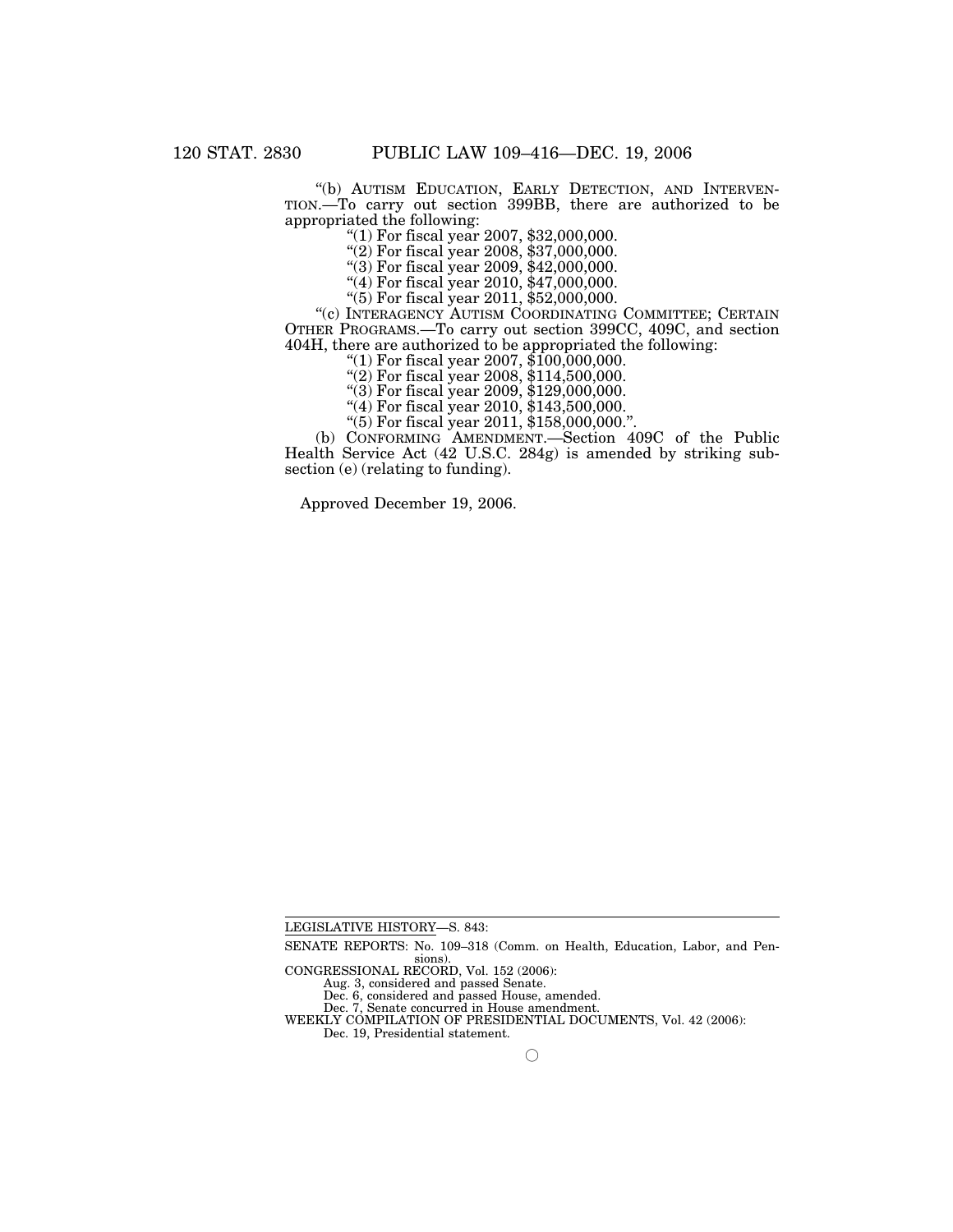"(b) AUTISM EDUCATION, EARLY DETECTION, AND INTERVENTION.—To carry out section 399BB, there are authorized to be appropriated the following:

"(1) For fiscal year 2007, $32,000,000.

"(2) For fiscal year 2008, $37,000,000.

"(3) For fiscal year 2009, $42,000,000.

"(4) For fiscal year 2010, $47,000,000.

"(5) For fiscal year 2011, $52,000,000.

"(c) INTERAGENCY AUTISM COORDINATING COMMITTEE; CERTAIN OTHER PROGRAMS.—To carry out section 399CC, 409C, and section 404H, there are authorized to be appropriated the following:

"(1) For fiscal year 2007, $100,000,000.

"(2) For fiscal year 2008, $114,500,000.

"(3) For fiscal year 2009, $129,000,000.

"(4) For fiscal year 2010, $143,500,000.

"(5) For fiscal year 2011, $158,000,000.".

(b) CONFORMING AMENDMENT.—Section 409C of the Public Health Service Act (42 U.S.C. 284g) is amended by striking subsection (e) (relating to funding).

Approved December 19, 2006.

---

LEGISLATIVE HISTORY—S. 843:

SENATE REPORTS: No. 109–318 (Comm. on Health, Education, Labor, and Pensions).

CONGRESSIONAL RECORD, Vol. 152 (2006):

- Aug. 3, considered and passed Senate.
- Dec. 6, considered and passed House, amended.
- Dec. 7, Senate concurred in House amendment.

WEEKLY COMPILATION OF PRESIDENTIAL DOCUMENTS, Vol. 42 (2006):

- Dec. 19, Presidential statement.